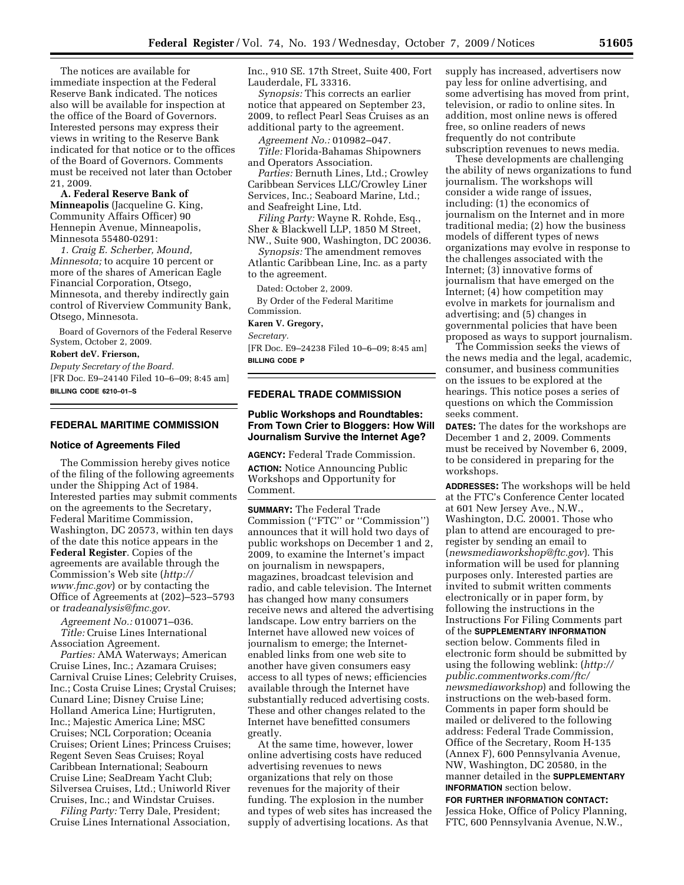The notices are available for immediate inspection at the Federal Reserve Bank indicated. The notices also will be available for inspection at the office of the Board of Governors. Interested persons may express their views in writing to the Reserve Bank indicated for that notice or to the offices of the Board of Governors. Comments must be received not later than October 21, 2009.

**A. Federal Reserve Bank of Minneapolis** (Jacqueline G. King, Community Affairs Officer) 90 Hennepin Avenue, Minneapolis, Minnesota 55480-0291:

*1. Craig E. Scherber, Mound, Minnesota;* to acquire 10 percent or more of the shares of American Eagle Financial Corporation, Otsego, Minnesota, and thereby indirectly gain control of Riverview Community Bank, Otsego, Minnesota.

Board of Governors of the Federal Reserve System, October 2, 2009.

**Robert deV. Frierson,**

*Deputy Secretary of the Board.*

[FR Doc. E9–24140 Filed 10–6–09; 8:45 am]

**BILLING CODE 6210–01–S**

## FEDERAL MARITIME COMMISSION

### Notice of Agreements Filed

The Commission hereby gives notice of the filing of the following agreements under the Shipping Act of 1984. Interested parties may submit comments on the agreements to the Secretary, Federal Maritime Commission, Washington, DC 20573, within ten days of the date this notice appears in the **Federal Register**. Copies of the agreements are available through the Commission's Web site (*http://www.fmc.gov*) or by contacting the Office of Agreements at (202)–523–5793 or *tradeanalysis@fmc.gov.*

*Agreement No.:* 010071–036.

*Title:* Cruise Lines International Association Agreement.

*Parties:* AMA Waterways; American Cruise Lines, Inc.; Azamara Cruises; Carnival Cruise Lines; Celebrity Cruises, Inc.; Costa Cruise Lines; Crystal Cruises; Cunard Line; Disney Cruise Line; Holland America Line; Hurtigruten, Inc.; Majestic America Line; MSC Cruises; NCL Corporation; Oceania Cruises; Orient Lines; Princess Cruises; Regent Seven Seas Cruises; Royal Caribbean International; Seabourn Cruise Line; SeaDream Yacht Club; Silversea Cruises, Ltd.; Uniworld River Cruises, Inc.; and Windstar Cruises.

*Filing Party:* Terry Dale, President; Cruise Lines International Association, Inc., 910 SE. 17th Street, Suite 400, Fort Lauderdale, FL 33316.

*Synopsis:* This corrects an earlier notice that appeared on September 23, 2009, to reflect Pearl Seas Cruises as an additional party to the agreement.

*Agreement No.:* 010982–047.

*Title:* Florida-Bahamas Shipowners and Operators Association.

*Parties:* Bernuth Lines, Ltd.; Crowley Caribbean Services LLC/Crowley Liner Services, Inc.; Seaboard Marine, Ltd.; and Seafreight Line, Ltd.

*Filing Party:* Wayne R. Rohde, Esq., Sher & Blackwell LLP, 1850 M Street, NW., Suite 900, Washington, DC 20036.

*Synopsis:* The amendment removes Atlantic Caribbean Line, Inc. as a party to the agreement.

Dated: October 2, 2009.

By Order of the Federal Maritime Commission.

**Karen V. Gregory,**

*Secretary.*

[FR Doc. E9–24238 Filed 10–6–09; 8:45 am]

**BILLING CODE P**

## FEDERAL TRADE COMMISSION

### Public Workshops and Roundtables: From Town Crier to Bloggers: How Will Journalism Survive the Internet Age?

**AGENCY:** Federal Trade Commission.

**ACTION:** Notice Announcing Public Workshops and Opportunity for Comment.

**SUMMARY:** The Federal Trade Commission (''FTC'' or ''Commission'') announces that it will hold two days of public workshops on December 1 and 2, 2009, to examine the Internet's impact on journalism in newspapers, magazines, broadcast television and radio, and cable television. The Internet has changed how many consumers receive news and altered the advertising landscape. Low entry barriers on the Internet have allowed new voices of journalism to emerge; the Internet-enabled links from one web site to another have given consumers easy access to all types of news; efficiencies available through the Internet have substantially reduced advertising costs. These and other changes related to the Internet have benefitted consumers greatly.

At the same time, however, lower online advertising costs have reduced advertising revenues to news organizations that rely on those revenues for the majority of their funding. The explosion in the number and types of web sites has increased the supply of advertising locations. As that supply has increased, advertisers now pay less for online advertising, and some advertising has moved from print, television, or radio to online sites. In addition, most online news is offered free, so online readers of news frequently do not contribute subscription revenues to news media.

These developments are challenging the ability of news organizations to fund journalism. The workshops will consider a wide range of issues, including: (1) the economics of journalism on the Internet and in more traditional media; (2) how the business models of different types of news organizations may evolve in response to the challenges associated with the Internet; (3) innovative forms of journalism that have emerged on the Internet; (4) how competition may evolve in markets for journalism and advertising; and (5) changes in governmental policies that have been proposed as ways to support journalism.

The Commission seeks the views of the news media and the legal, academic, consumer, and business communities on the issues to be explored at the hearings. This notice poses a series of questions on which the Commission seeks comment.

**DATES:** The dates for the workshops are December 1 and 2, 2009. Comments must be received by November 6, 2009, to be considered in preparing for the workshops.

**ADDRESSES:** The workshops will be held at the FTC's Conference Center located at 601 New Jersey Ave., N.W., Washington, D.C. 20001. Those who plan to attend are encouraged to pre-register by sending an email to (*newsmediaworkshop@ftc.gov*). This information will be used for planning purposes only. Interested parties are invited to submit written comments electronically or in paper form, by following the instructions in the Instructions For Filing Comments part of the **SUPPLEMENTARY INFORMATION** section below. Comments filed in electronic form should be submitted by using the following weblink: (*http://public.commentworks.com/ftc/newsmediaworkshop*) and following the instructions on the web-based form. Comments in paper form should be mailed or delivered to the following address: Federal Trade Commission, Office of the Secretary, Room H-135 (Annex F), 600 Pennsylvania Avenue, NW, Washington, DC 20580, in the manner detailed in the **SUPPLEMENTARY INFORMATION** section below.

**FOR FURTHER INFORMATION CONTACT:** Jessica Hoke, Office of Policy Planning, FTC, 600 Pennsylvania Avenue, N.W.,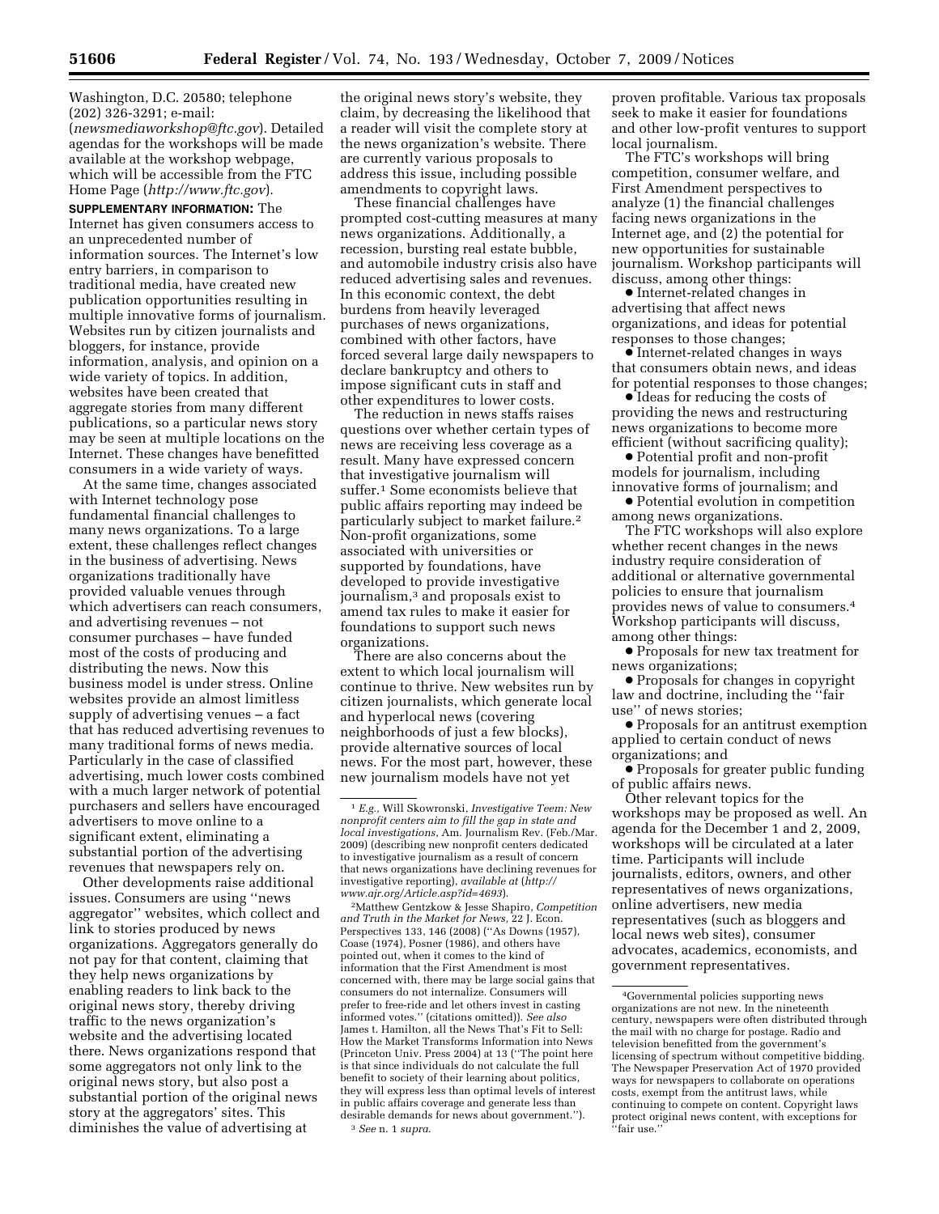Washington, D.C. 20580; telephone (202) 326-3291; e-mail: (*newsmediaworkshop@ftc.gov*). Detailed agendas for the workshops will be made available at the workshop webpage, which will be accessible from the FTC Home Page (*http://www.ftc.gov*).

**SUPPLEMENTARY INFORMATION:** The Internet has given consumers access to an unprecedented number of information sources. The Internet's low entry barriers, in comparison to traditional media, have created new publication opportunities resulting in multiple innovative forms of journalism. Websites run by citizen journalists and bloggers, for instance, provide information, analysis, and opinion on a wide variety of topics. In addition, websites have been created that aggregate stories from many different publications, so a particular news story may be seen at multiple locations on the Internet. These changes have benefitted consumers in a wide variety of ways.

At the same time, changes associated with Internet technology pose fundamental financial challenges to many news organizations. To a large extent, these challenges reflect changes in the business of advertising. News organizations traditionally have provided valuable venues through which advertisers can reach consumers, and advertising revenues – not consumer purchases – have funded most of the costs of producing and distributing the news. Now this business model is under stress. Online websites provide an almost limitless supply of advertising venues – a fact that has reduced advertising revenues to many traditional forms of news media. Particularly in the case of classified advertising, much lower costs combined with a much larger network of potential purchasers and sellers have encouraged advertisers to move online to a significant extent, eliminating a substantial portion of the advertising revenues that newspapers rely on.

Other developments raise additional issues. Consumers are using "news aggregator" websites, which collect and link to stories produced by news organizations. Aggregators generally do not pay for that content, claiming that they help news organizations by enabling readers to link back to the original news story, thereby driving traffic to the news organization's website and the advertising located there. News organizations respond that some aggregators not only link to the original news story, but also post a substantial portion of the original news story at the aggregators' sites. This diminishes the value of advertising at the original news story's website, they claim, by decreasing the likelihood that a reader will visit the complete story at the news organization's website. There are currently various proposals to address this issue, including possible amendments to copyright laws.

These financial challenges have prompted cost-cutting measures at many news organizations. Additionally, a recession, bursting real estate bubble, and automobile industry crisis also have reduced advertising sales and revenues. In this economic context, the debt burdens from heavily leveraged purchases of news organizations, combined with other factors, have forced several large daily newspapers to declare bankruptcy and others to impose significant cuts in staff and other expenditures to lower costs.

The reduction in news staffs raises questions over whether certain types of news are receiving less coverage as a result. Many have expressed concern that investigative journalism will suffer.[1] Some economists believe that public affairs reporting may indeed be particularly subject to market failure.[2] Non-profit organizations, some associated with universities or supported by foundations, have developed to provide investigative journalism,[3] and proposals exist to amend tax rules to make it easier for foundations to support such news organizations.

There are also concerns about the extent to which local journalism will continue to thrive. New websites run by citizen journalists, which generate local and hyperlocal news (covering neighborhoods of just a few blocks), provide alternative sources of local news. For the most part, however, these new journalism models have not yet proven profitable. Various tax proposals seek to make it easier for foundations and other low-profit ventures to support local journalism.

The FTC's workshops will bring competition, consumer welfare, and First Amendment perspectives to analyze (1) the financial challenges facing news organizations in the Internet age, and (2) the potential for new opportunities for sustainable journalism. Workshop participants will discuss, among other things:

- Internet-related changes in advertising that affect news organizations, and ideas for potential responses to those changes;
- Internet-related changes in ways that consumers obtain news, and ideas for potential responses to those changes;
- Ideas for reducing the costs of providing the news and restructuring news organizations to become more efficient (without sacrificing quality);
- Potential profit and non-profit models for journalism, including innovative forms of journalism; and
- Potential evolution in competition among news organizations.

The FTC workshops will also explore whether recent changes in the news industry require consideration of additional or alternative governmental policies to ensure that journalism provides news of value to consumers.[4] Workshop participants will discuss, among other things:

- Proposals for new tax treatment for news organizations;
- Proposals for changes in copyright law and doctrine, including the "fair use" of news stories;
- Proposals for an antitrust exemption applied to certain conduct of news organizations; and
- Proposals for greater public funding of public affairs news.

Other relevant topics for the workshops may be proposed as well. An agenda for the December 1 and 2, 2009, workshops will be circulated at a later time. Participants will include journalists, editors, owners, and other representatives of news organizations, online advertisers, new media representatives (such as bloggers and local news web sites), consumer advocates, academics, economists, and government representatives.

---

[1] *E.g.,* Will Skowronski, *Investigative Teem: New nonprofit centers aim to fill the gap in state and local investigations*, Am. Journalism Rev. (Feb./Mar. 2009) (describing new nonprofit centers dedicated to investigative journalism as a result of concern that news organizations have declining revenues for investigative reporting), *available at* (*http://www.ajr.org/Article.asp?id=4693*).

[2] Matthew Gentzkow & Jesse Shapiro, *Competition and Truth in the Market for News,* 22 J. Econ. Perspectives 133, 146 (2008) ("As Downs (1957), Coase (1974), Posner (1986), and others have pointed out, when it comes to the kind of information that the First Amendment is most concerned with, there may be large social gains that consumers do not internalize. Consumers will prefer to free-ride and let others invest in casting informed votes." (citations omitted)). *See also* James t. Hamilton, all the News That's Fit to Sell: How the Market Transforms Information into News (Princeton Univ. Press 2004) at 13 ("The point here is that since individuals do not calculate the full benefit to society of their learning about politics, they will express less than optimal levels of interest in public affairs coverage and generate less than desirable demands for news about government.").

[3] *See* n. 1 *supra.*

[4] Governmental policies supporting news organizations are not new. In the nineteenth century, newspapers were often distributed through the mail with no charge for postage. Radio and television benefitted from the government's licensing of spectrum without competitive bidding. The Newspaper Preservation Act of 1970 provided ways for newspapers to collaborate on operations costs, exempt from the antitrust laws, while continuing to compete on content. Copyright laws protect original news content, with exceptions for "fair use."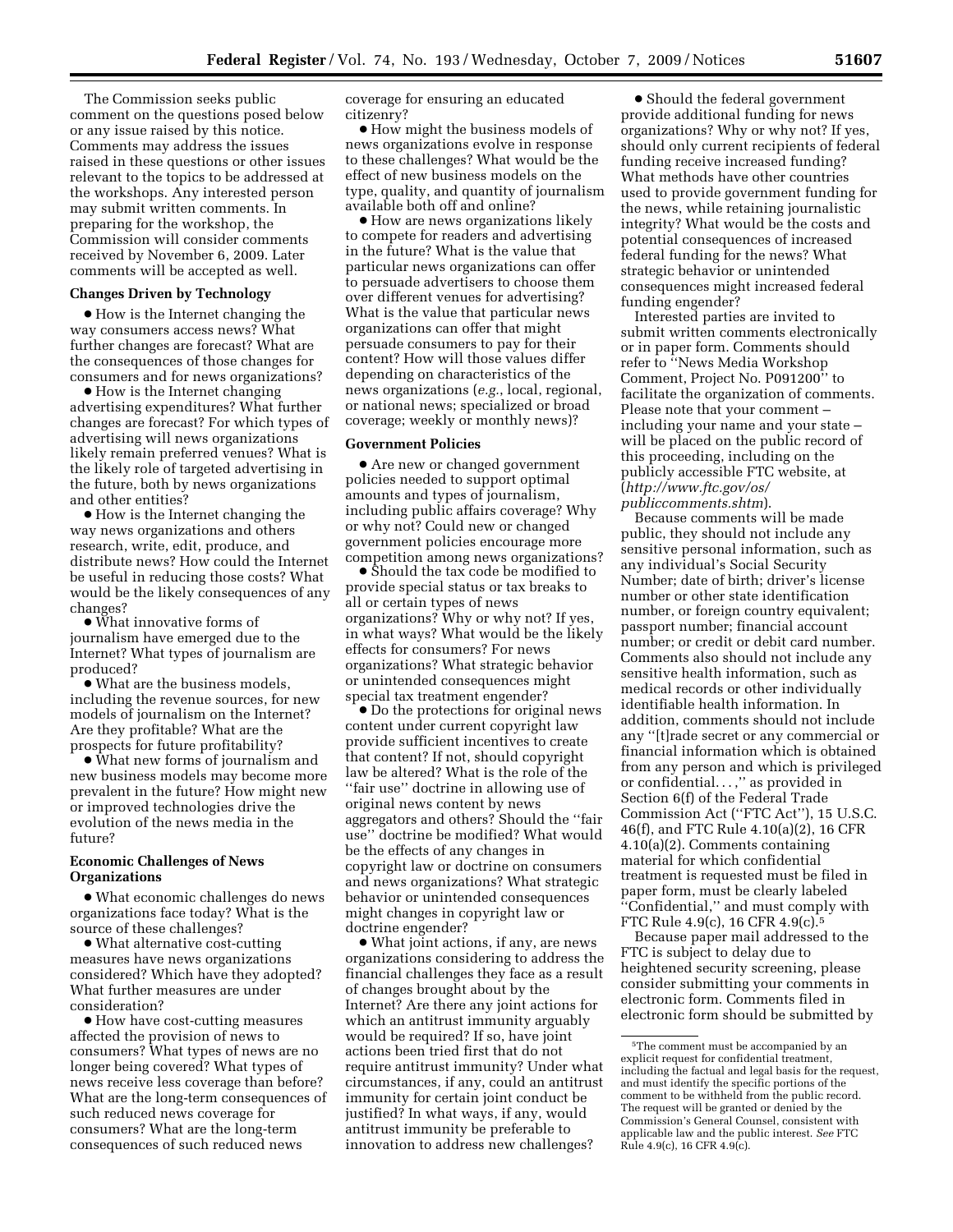The Commission seeks public comment on the questions posed below or any issue raised by this notice. Comments may address the issues raised in these questions or other issues relevant to the topics to be addressed at the workshops. Any interested person may submit written comments. In preparing for the workshop, the Commission will consider comments received by November 6, 2009. Later comments will be accepted as well.

**Changes Driven by Technology**

- How is the Internet changing the way consumers access news? What further changes are forecast? What are the consequences of those changes for consumers and for news organizations?
- How is the Internet changing advertising expenditures? What further changes are forecast? For which types of advertising will news organizations likely remain preferred venues? What is the likely role of targeted advertising in the future, both by news organizations and other entities?
- How is the Internet changing the way news organizations and others research, write, edit, produce, and distribute news? How could the Internet be useful in reducing those costs? What would be the likely consequences of any changes?
- What innovative forms of journalism have emerged due to the Internet? What types of journalism are produced?
- What are the business models, including the revenue sources, for new models of journalism on the Internet? Are they profitable? What are the prospects for future profitability?
- What new forms of journalism and new business models may become more prevalent in the future? How might new or improved technologies drive the evolution of the news media in the future?

**Economic Challenges of News Organizations**

- What economic challenges do news organizations face today? What is the source of these challenges?
- What alternative cost-cutting measures have news organizations considered? Which have they adopted? What further measures are under consideration?
- How have cost-cutting measures affected the provision of news to consumers? What types of news are no longer being covered? What types of news receive less coverage than before? What are the long-term consequences of such reduced news coverage for consumers? What are the long-term consequences of such reduced news coverage for ensuring an educated citizenry?
- How might the business models of news organizations evolve in response to these challenges? What would be the effect of new business models on the type, quality, and quantity of journalism available both off and online?
- How are news organizations likely to compete for readers and advertising in the future? What is the value that particular news organizations can offer to persuade advertisers to choose them over different venues for advertising? What is the value that particular news organizations can offer that might persuade consumers to pay for their content? How will those values differ depending on characteristics of the news organizations (*e.g.*, local, regional, or national news; specialized or broad coverage; weekly or monthly news)?

**Government Policies**

- Are new or changed government policies needed to support optimal amounts and types of journalism, including public affairs coverage? Why or why not? Could new or changed government policies encourage more competition among news organizations?
- Should the tax code be modified to provide special status or tax breaks to all or certain types of news organizations? Why or why not? If yes, in what ways? What would be the likely effects for consumers? For news organizations? What strategic behavior or unintended consequences might special tax treatment engender?
- Do the protections for original news content under current copyright law provide sufficient incentives to create that content? If not, should copyright law be altered? What is the role of the ''fair use'' doctrine in allowing use of original news content by news aggregators and others? Should the ''fair use'' doctrine be modified? What would be the effects of any changes in copyright law or doctrine on consumers and news organizations? What strategic behavior or unintended consequences might changes in copyright law or doctrine engender?
- What joint actions, if any, are news organizations considering to address the financial challenges they face as a result of changes brought about by the Internet? Are there any joint actions for which an antitrust immunity arguably would be required? If so, have joint actions been tried first that do not require antitrust immunity? Under what circumstances, if any, could an antitrust immunity for certain joint conduct be justified? In what ways, if any, would antitrust immunity be preferable to innovation to address new challenges?
- Should the federal government provide additional funding for news organizations? Why or why not? If yes, should only current recipients of federal funding receive increased funding? What methods have other countries used to provide government funding for the news, while retaining journalistic integrity? What would be the costs and potential consequences of increased federal funding for the news? What strategic behavior or unintended consequences might increased federal funding engender?

Interested parties are invited to submit written comments electronically or in paper form. Comments should refer to ''News Media Workshop Comment, Project No. P091200'' to facilitate the organization of comments. Please note that your comment – including your name and your state – will be placed on the public record of this proceeding, including on the publicly accessible FTC website, at (*http://www.ftc.gov/os/publiccomments.shtm*).

Because comments will be made public, they should not include any sensitive personal information, such as any individual's Social Security Number; date of birth; driver's license number or other state identification number, or foreign country equivalent; passport number; financial account number; or credit or debit card number. Comments also should not include any sensitive health information, such as medical records or other individually identifiable health information. In addition, comments should not include any ''[t]rade secret or any commercial or financial information which is obtained from any person and which is privileged or confidential. . . ,'' as provided in Section 6(f) of the Federal Trade Commission Act (''FTC Act''), 15 U.S.C. 46(f), and FTC Rule 4.10(a)(2), 16 CFR 4.10(a)(2). Comments containing material for which confidential treatment is requested must be filed in paper form, must be clearly labeled ''Confidential,'' and must comply with FTC Rule 4.9(c), 16 CFR 4.9(c).[5]

Because paper mail addressed to the FTC is subject to delay due to heightened security screening, please consider submitting your comments in electronic form. Comments filed in electronic form should be submitted by

[5] The comment must be accompanied by an explicit request for confidential treatment, including the factual and legal basis for the request, and must identify the specific portions of the comment to be withheld from the public record. The request will be granted or denied by the Commission's General Counsel, consistent with applicable law and the public interest. *See* FTC Rule 4.9(c), 16 CFR 4.9(c).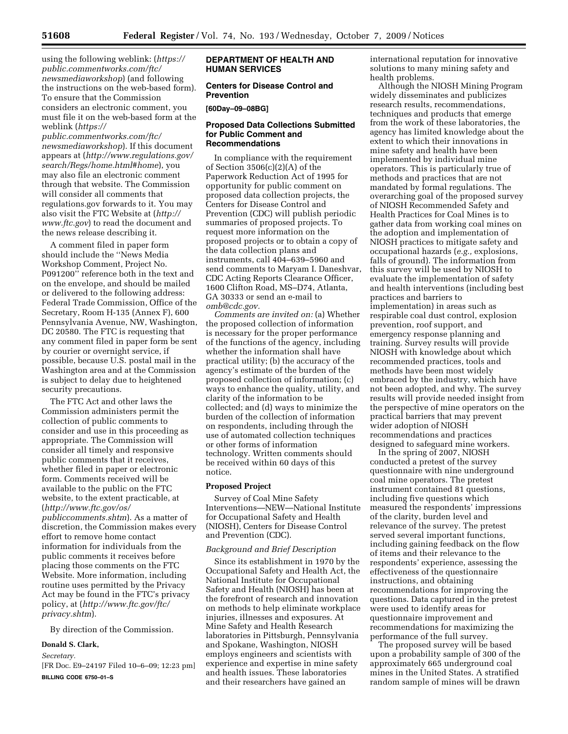using the following weblink: (*https://public.commentworks.com/ftc/newsmediaworkshop*) (and following the instructions on the web-based form). To ensure that the Commission considers an electronic comment, you must file it on the web-based form at the weblink (*https://public.commentworks.com/ftc/newsmediaworkshop*). If this document appears at (*http://www.regulations.gov/search/Regs/home.html#home*), you may also file an electronic comment through that website. The Commission will consider all comments that regulations.gov forwards to it. You may also visit the FTC Website at (*http://www.ftc.gov*) to read the document and the news release describing it.

A comment filed in paper form should include the ''News Media Workshop Comment, Project No. P091200'' reference both in the text and on the envelope, and should be mailed or delivered to the following address: Federal Trade Commission, Office of the Secretary, Room H-135 (Annex F), 600 Pennsylvania Avenue, NW, Washington, DC 20580. The FTC is requesting that any comment filed in paper form be sent by courier or overnight service, if possible, because U.S. postal mail in the Washington area and at the Commission is subject to delay due to heightened security precautions.

The FTC Act and other laws the Commission administers permit the collection of public comments to consider and use in this proceeding as appropriate. The Commission will consider all timely and responsive public comments that it receives, whether filed in paper or electronic form. Comments received will be available to the public on the FTC website, to the extent practicable, at (*http://www.ftc.gov/os/publiccomments.shtm*). As a matter of discretion, the Commission makes every effort to remove home contact information for individuals from the public comments it receives before placing those comments on the FTC Website. More information, including routine uses permitted by the Privacy Act may be found in the FTC's privacy policy, at (*http://www.ftc.gov/ftc/privacy.shtm*).

By direction of the Commission.

**Donald S. Clark,**

*Secretary.*

[FR Doc. E9–24197 Filed 10–6–09; 12:23 pm]

**BILLING CODE 6750–01–S**

## DEPARTMENT OF HEALTH AND HUMAN SERVICES

### Centers for Disease Control and Prevention

**[60Day–09–08BG]**

### Proposed Data Collections Submitted for Public Comment and Recommendations

In compliance with the requirement of Section 3506(c)(2)(A) of the Paperwork Reduction Act of 1995 for opportunity for public comment on proposed data collection projects, the Centers for Disease Control and Prevention (CDC) will publish periodic summaries of proposed projects. To request more information on the proposed projects or to obtain a copy of the data collection plans and instruments, call 404–639–5960 and send comments to Maryam I. Daneshvar, CDC Acting Reports Clearance Officer, 1600 Clifton Road, MS–D74, Atlanta, GA 30333 or send an e-mail to *omb@cdc.gov.*

*Comments are invited on:* (a) Whether the proposed collection of information is necessary for the proper performance of the functions of the agency, including whether the information shall have practical utility; (b) the accuracy of the agency's estimate of the burden of the proposed collection of information; (c) ways to enhance the quality, utility, and clarity of the information to be collected; and (d) ways to minimize the burden of the collection of information on respondents, including through the use of automated collection techniques or other forms of information technology. Written comments should be received within 60 days of this notice.

**Proposed Project**

Survey of Coal Mine Safety Interventions—NEW—National Institute for Occupational Safety and Health (NIOSH), Centers for Disease Control and Prevention (CDC).

*Background and Brief Description*

Since its establishment in 1970 by the Occupational Safety and Health Act, the National Institute for Occupational Safety and Health (NIOSH) has been at the forefront of research and innovation on methods to help eliminate workplace injuries, illnesses and exposures. At Mine Safety and Health Research laboratories in Pittsburgh, Pennsylvania and Spokane, Washington, NIOSH employs engineers and scientists with experience and expertise in mine safety and health issues. These laboratories and their researchers have gained an international reputation for innovative solutions to many mining safety and health problems.

Although the NIOSH Mining Program widely disseminates and publicizes research results, recommendations, techniques and products that emerge from the work of these laboratories, the agency has limited knowledge about the extent to which their innovations in mine safety and health have been implemented by individual mine operators. This is particularly true of methods and practices that are not mandated by formal regulations. The overarching goal of the proposed survey of NIOSH Recommended Safety and Health Practices for Coal Mines is to gather data from working coal mines on the adoption and implementation of NIOSH practices to mitigate safety and occupational hazards (*e.g.,* explosions, falls of ground). The information from this survey will be used by NIOSH to evaluate the implementation of safety and health interventions (including best practices and barriers to implementation) in areas such as respirable coal dust control, explosion prevention, roof support, and emergency response planning and training. Survey results will provide NIOSH with knowledge about which recommended practices, tools and methods have been most widely embraced by the industry, which have not been adopted, and why. The survey results will provide needed insight from the perspective of mine operators on the practical barriers that may prevent wider adoption of NIOSH recommendations and practices designed to safeguard mine workers.

In the spring of 2007, NIOSH conducted a pretest of the survey questionnaire with nine underground coal mine operators. The pretest instrument contained 81 questions, including five questions which measured the respondents' impressions of the clarity, burden level and relevance of the survey. The pretest served several important functions, including gaining feedback on the flow of items and their relevance to the respondents' experience, assessing the effectiveness of the questionnaire instructions, and obtaining recommendations for improving the questions. Data captured in the pretest were used to identify areas for questionnaire improvement and recommendations for maximizing the performance of the full survey.

The proposed survey will be based upon a probability sample of 300 of the approximately 665 underground coal mines in the United States. A stratified random sample of mines will be drawn